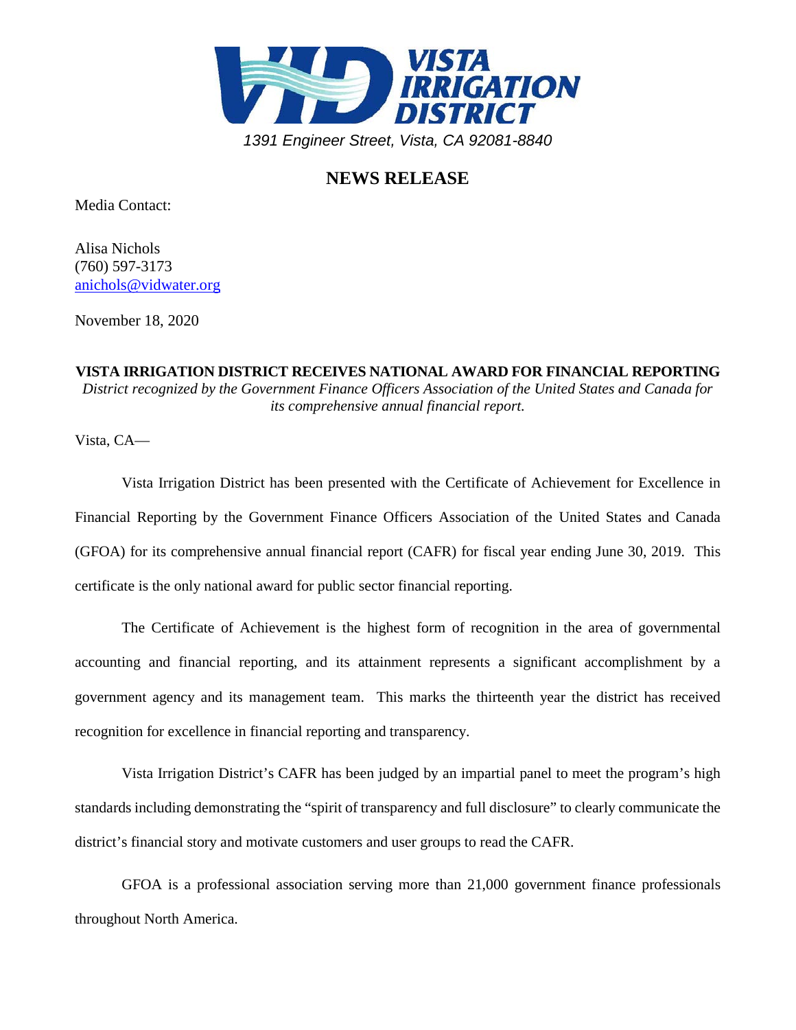# VISTA IRRIGATION DISTRICT

*1391 Engineer Street, Vista, CA 92081-8840*

## NEWS RELEASE

Media Contact:

Alisa Nichols
(760) 597-3173
anichols@vidwater.org

November 18, 2020

**VISTA IRRIGATION DISTRICT RECEIVES NATIONAL AWARD FOR FINANCIAL REPORTING**

*District recognized by the Government Finance Officers Association of the United States and Canada for its comprehensive annual financial report.*

Vista, CA—

Vista Irrigation District has been presented with the Certificate of Achievement for Excellence in Financial Reporting by the Government Finance Officers Association of the United States and Canada (GFOA) for its comprehensive annual financial report (CAFR) for fiscal year ending June 30, 2019. This certificate is the only national award for public sector financial reporting.

The Certificate of Achievement is the highest form of recognition in the area of governmental accounting and financial reporting, and its attainment represents a significant accomplishment by a government agency and its management team. This marks the thirteenth year the district has received recognition for excellence in financial reporting and transparency.

Vista Irrigation District's CAFR has been judged by an impartial panel to meet the program's high standards including demonstrating the "spirit of transparency and full disclosure" to clearly communicate the district's financial story and motivate customers and user groups to read the CAFR.

GFOA is a professional association serving more than 21,000 government finance professionals throughout North America.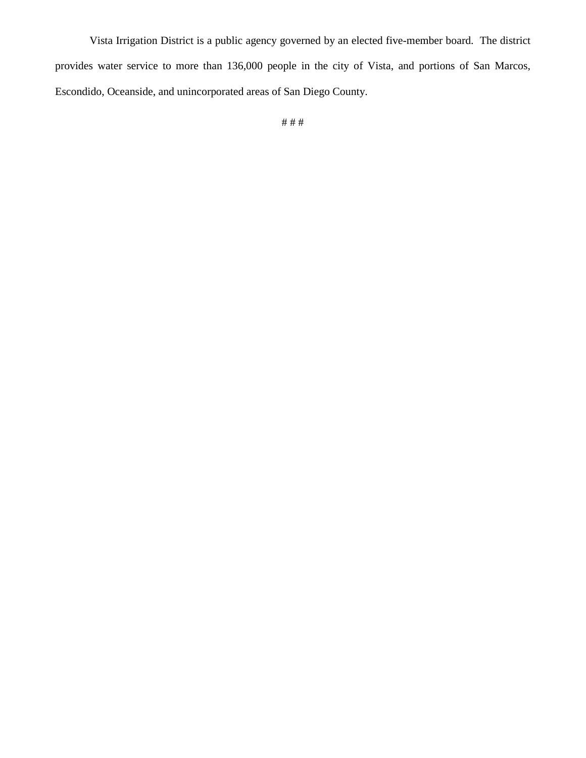Vista Irrigation District is a public agency governed by an elected five-member board. The district provides water service to more than 136,000 people in the city of Vista, and portions of San Marcos, Escondido, Oceanside, and unincorporated areas of San Diego County.

# # #